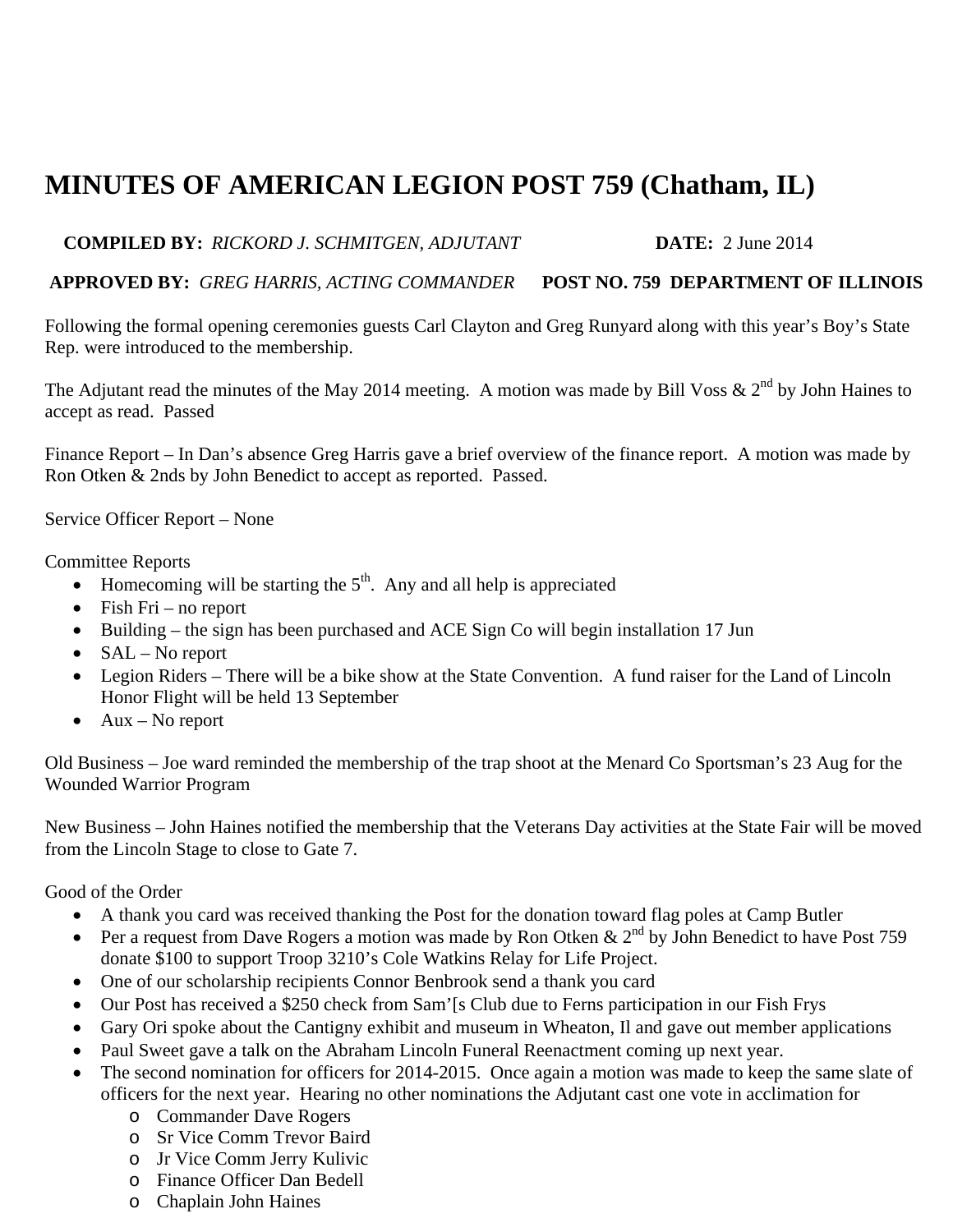# MINUTES OF AMERICAN LEGION POST 759 (Chatham, IL)

**COMPILED BY:** *RICKORD J. SCHMITGEN, ADJUTANT* **DATE:** 2 June 2014

**APPROVED BY:** *GREG HARRIS, ACTING COMMANDER* **POST NO. 759 DEPARTMENT OF ILLINOIS**

Following the formal opening ceremonies guests Carl Clayton and Greg Runyard along with this year's Boy's State Rep. were introduced to the membership.

The Adjutant read the minutes of the May 2014 meeting. A motion was made by Bill Voss & 2nd by John Haines to accept as read. Passed

Finance Report – In Dan's absence Greg Harris gave a brief overview of the finance report. A motion was made by Ron Otken & 2nds by John Benedict to accept as reported. Passed.

Service Officer Report – None

Committee Reports

- Homecoming will be starting the 5th. Any and all help is appreciated
- Fish Fri – no report
- Building – the sign has been purchased and ACE Sign Co will begin installation 17 Jun
- SAL – No report
- Legion Riders – There will be a bike show at the State Convention. A fund raiser for the Land of Lincoln Honor Flight will be held 13 September
- Aux – No report

Old Business – Joe ward reminded the membership of the trap shoot at the Menard Co Sportsman's 23 Aug for the Wounded Warrior Program

New Business – John Haines notified the membership that the Veterans Day activities at the State Fair will be moved from the Lincoln Stage to close to Gate 7.

Good of the Order

- A thank you card was received thanking the Post for the donation toward flag poles at Camp Butler
- Per a request from Dave Rogers a motion was made by Ron Otken & 2nd by John Benedict to have Post 759 donate $100 to support Troop 3210's Cole Watkins Relay for Life Project.
- One of our scholarship recipients Connor Benbrook send a thank you card
- Our Post has received a $250 check from Sam'[s Club due to Ferns participation in our Fish Frys
- Gary Ori spoke about the Cantigny exhibit and museum in Wheaton, Il and gave out member applications
- Paul Sweet gave a talk on the Abraham Lincoln Funeral Reenactment coming up next year.
- The second nomination for officers for 2014-2015. Once again a motion was made to keep the same slate of officers for the next year. Hearing no other nominations the Adjutant cast one vote in acclimation for
  - Commander Dave Rogers
  - Sr Vice Comm Trevor Baird
  - Jr Vice Comm Jerry Kulivic
  - Finance Officer Dan Bedell
  - Chaplain John Haines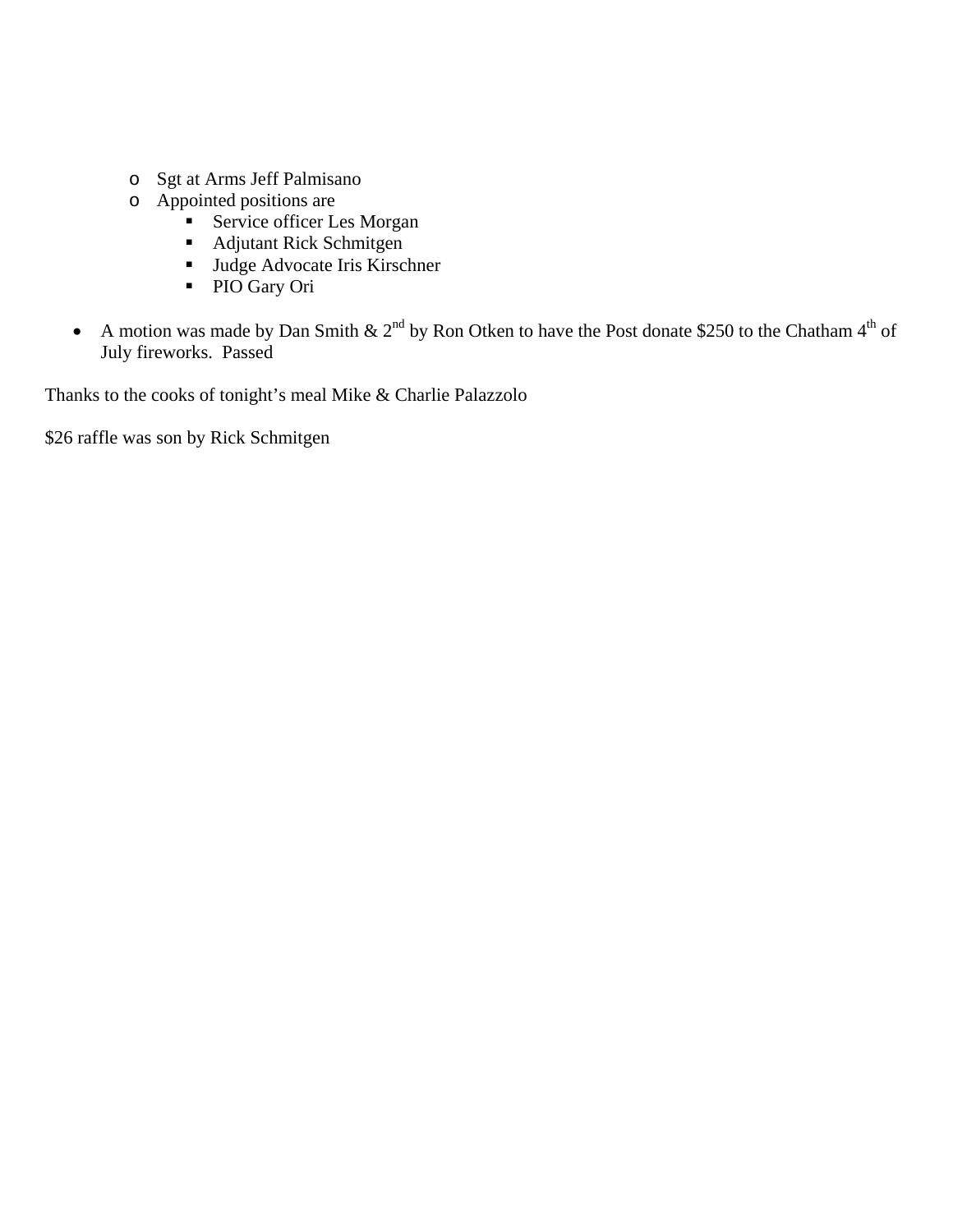- Sgt at Arms Jeff Palmisano
  - Appointed positions are
    - Service officer Les Morgan
    - Adjutant Rick Schmitgen
    - Judge Advocate Iris Kirschner
    - PIO Gary Ori

- A motion was made by Dan Smith & 2nd by Ron Otken to have the Post donate $250 to the Chatham 4th of July fireworks. Passed

Thanks to the cooks of tonight's meal Mike & Charlie Palazzolo

$26 raffle was son by Rick Schmitgen